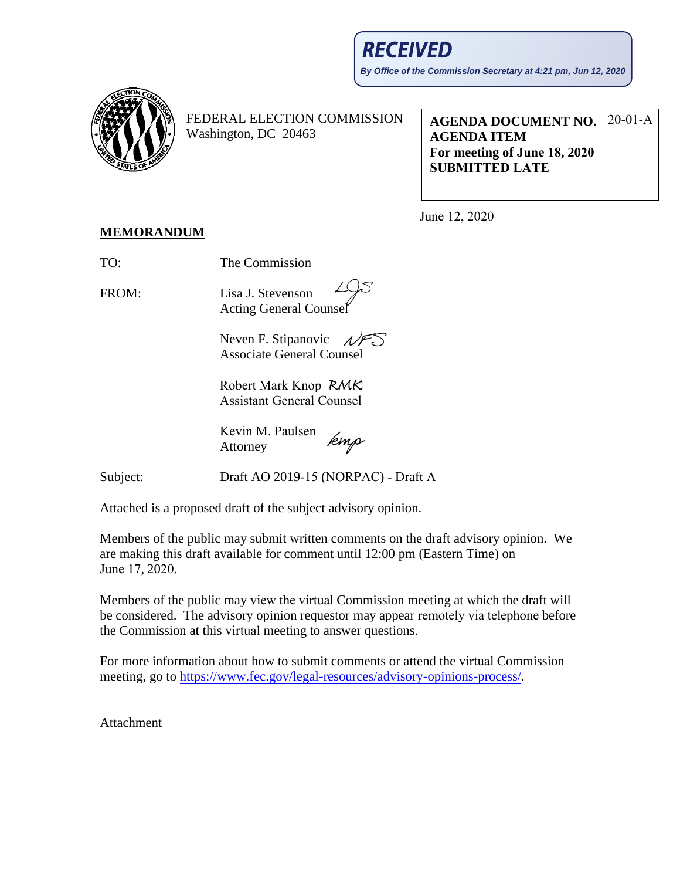**RECEIVED**

*By Office of the Commission Secretary at 4:21 pm, Jun 12, 2020*

FEDERAL ELECTION COMMISSION
Washington, DC 20463

**AGENDA DOCUMENT NO.** 20-01-A
**AGENDA ITEM**
**For meeting of June 18, 2020**
**SUBMITTED LATE**

June 12, 2020

**MEMORANDUM**

TO: The Commission

FROM: Lisa J. Stevenson LJS
Acting General Counsel

Neven F. Stipanovic NFS
Associate General Counsel

Robert Mark Knop RMK
Assistant General Counsel

Kevin M. Paulsen kmp
Attorney

Subject: Draft AO 2019-15 (NORPAC) - Draft A

Attached is a proposed draft of the subject advisory opinion.

Members of the public may submit written comments on the draft advisory opinion. We are making this draft available for comment until 12:00 pm (Eastern Time) on June 17, 2020.

Members of the public may view the virtual Commission meeting at which the draft will be considered. The advisory opinion requestor may appear remotely via telephone before the Commission at this virtual meeting to answer questions.

For more information about how to submit comments or attend the virtual Commission meeting, go to https://www.fec.gov/legal-resources/advisory-opinions-process/.

Attachment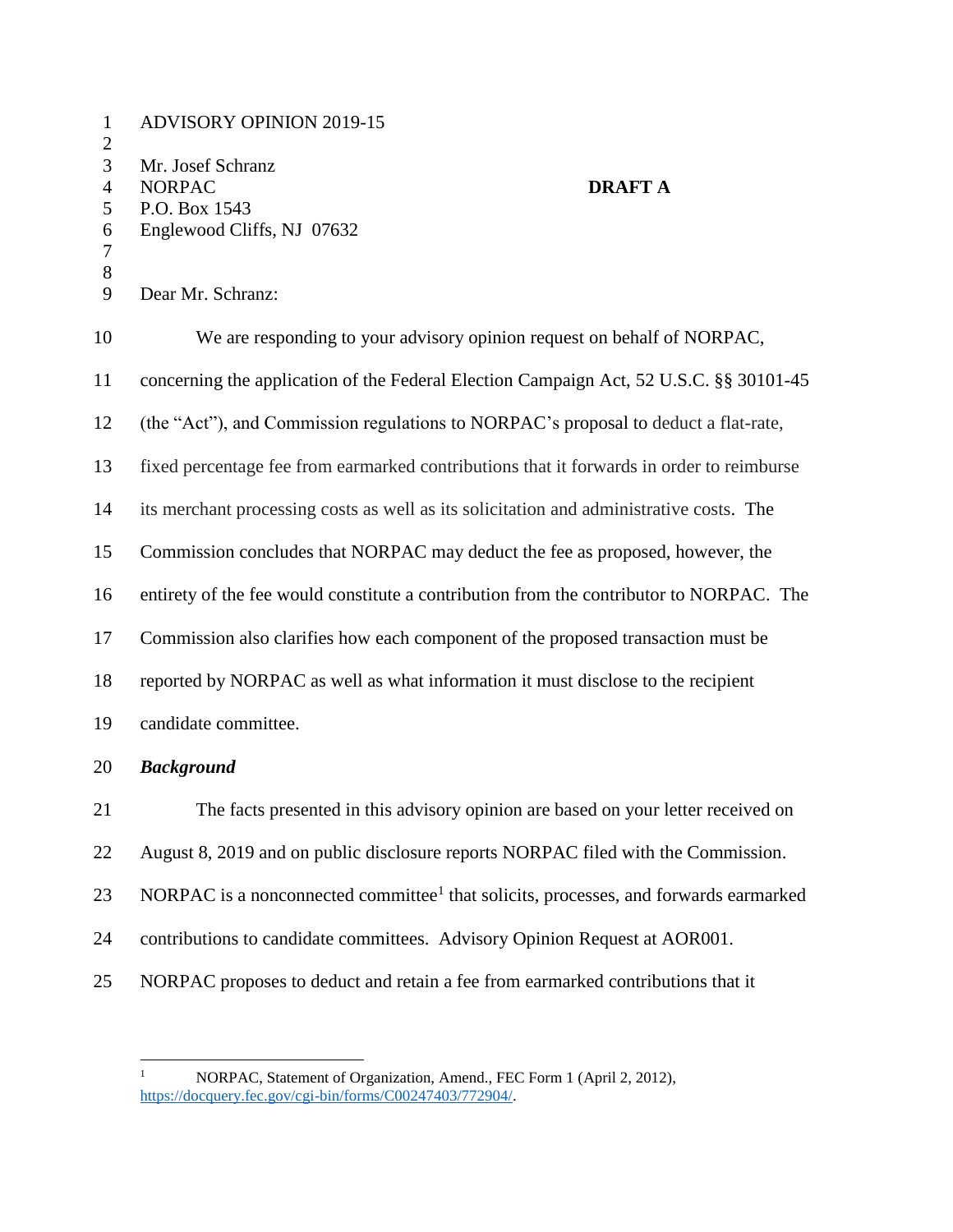ADVISORY OPINION 2019-15

Mr. Josef Schranz
NORPAC
P.O. Box 1543
Englewood Cliffs, NJ 07632

**DRAFT A**

Dear Mr. Schranz:

We are responding to your advisory opinion request on behalf of NORPAC, concerning the application of the Federal Election Campaign Act, 52 U.S.C. §§ 30101-45 (the "Act"), and Commission regulations to NORPAC's proposal to deduct a flat-rate, fixed percentage fee from earmarked contributions that it forwards in order to reimburse its merchant processing costs as well as its solicitation and administrative costs. The Commission concludes that NORPAC may deduct the fee as proposed, however, the entirety of the fee would constitute a contribution from the contributor to NORPAC. The Commission also clarifies how each component of the proposed transaction must be reported by NORPAC as well as what information it must disclose to the recipient candidate committee.

***Background***

The facts presented in this advisory opinion are based on your letter received on August 8, 2019 and on public disclosure reports NORPAC filed with the Commission. NORPAC is a nonconnected committee[1] that solicits, processes, and forwards earmarked contributions to candidate committees. Advisory Opinion Request at AOR001. NORPAC proposes to deduct and retain a fee from earmarked contributions that it

[1] NORPAC, Statement of Organization, Amend., FEC Form 1 (April 2, 2012), https://docquery.fec.gov/cgi-bin/forms/C00247403/772904/.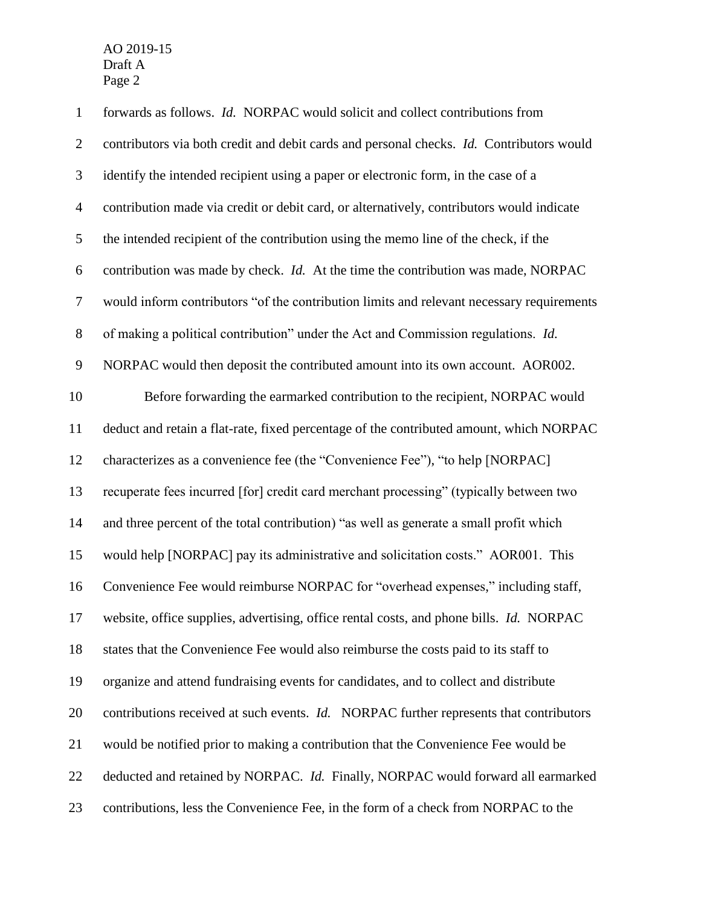forwards as follows. *Id.* NORPAC would solicit and collect contributions from contributors via both credit and debit cards and personal checks. *Id.* Contributors would identify the intended recipient using a paper or electronic form, in the case of a contribution made via credit or debit card, or alternatively, contributors would indicate the intended recipient of the contribution using the memo line of the check, if the contribution was made by check. *Id.* At the time the contribution was made, NORPAC would inform contributors "of the contribution limits and relevant necessary requirements of making a political contribution" under the Act and Commission regulations. *Id.* NORPAC would then deposit the contributed amount into its own account. AOR002.

Before forwarding the earmarked contribution to the recipient, NORPAC would deduct and retain a flat-rate, fixed percentage of the contributed amount, which NORPAC characterizes as a convenience fee (the "Convenience Fee"), "to help [NORPAC] recuperate fees incurred [for] credit card merchant processing" (typically between two and three percent of the total contribution) "as well as generate a small profit which would help [NORPAC] pay its administrative and solicitation costs." AOR001. This Convenience Fee would reimburse NORPAC for "overhead expenses," including staff, website, office supplies, advertising, office rental costs, and phone bills. *Id.* NORPAC states that the Convenience Fee would also reimburse the costs paid to its staff to organize and attend fundraising events for candidates, and to collect and distribute contributions received at such events. *Id.* NORPAC further represents that contributors would be notified prior to making a contribution that the Convenience Fee would be deducted and retained by NORPAC. *Id.* Finally, NORPAC would forward all earmarked contributions, less the Convenience Fee, in the form of a check from NORPAC to the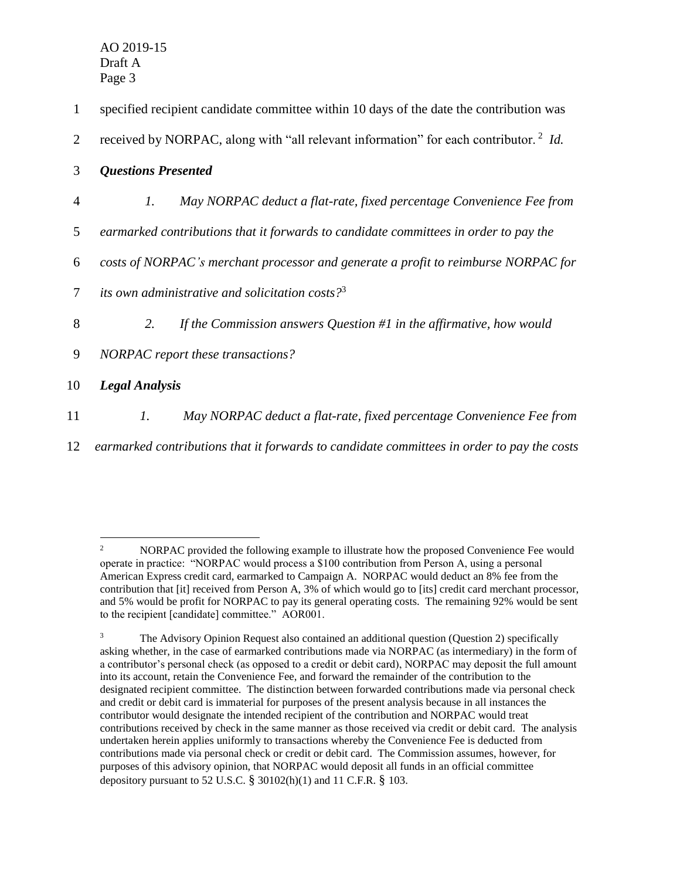specified recipient candidate committee within 10 days of the date the contribution was received by NORPAC, along with "all relevant information" for each contributor.[2] *Id.*

***Questions Presented***

*1. May NORPAC deduct a flat-rate, fixed percentage Convenience Fee from earmarked contributions that it forwards to candidate committees in order to pay the costs of NORPAC's merchant processor and generate a profit to reimburse NORPAC for its own administrative and solicitation costs?*[3]

*2. If the Commission answers Question #1 in the affirmative, how would NORPAC report these transactions?*

***Legal Analysis***

*1. May NORPAC deduct a flat-rate, fixed percentage Convenience Fee from earmarked contributions that it forwards to candidate committees in order to pay the costs*

---

[2] NORPAC provided the following example to illustrate how the proposed Convenience Fee would operate in practice: "NORPAC would process a $100 contribution from Person A, using a personal American Express credit card, earmarked to Campaign A. NORPAC would deduct an 8% fee from the contribution that [it] received from Person A, 3% of which would go to [its] credit card merchant processor, and 5% would be profit for NORPAC to pay its general operating costs. The remaining 92% would be sent to the recipient [candidate] committee." AOR001.

[3] The Advisory Opinion Request also contained an additional question (Question 2) specifically asking whether, in the case of earmarked contributions made via NORPAC (as intermediary) in the form of a contributor's personal check (as opposed to a credit or debit card), NORPAC may deposit the full amount into its account, retain the Convenience Fee, and forward the remainder of the contribution to the designated recipient committee. The distinction between forwarded contributions made via personal check and credit or debit card is immaterial for purposes of the present analysis because in all instances the contributor would designate the intended recipient of the contribution and NORPAC would treat contributions received by check in the same manner as those received via credit or debit card. The analysis undertaken herein applies uniformly to transactions whereby the Convenience Fee is deducted from contributions made via personal check or credit or debit card. The Commission assumes, however, for purposes of this advisory opinion, that NORPAC would deposit all funds in an official committee depository pursuant to 52 U.S.C. § 30102(h)(1) and 11 C.F.R. § 103.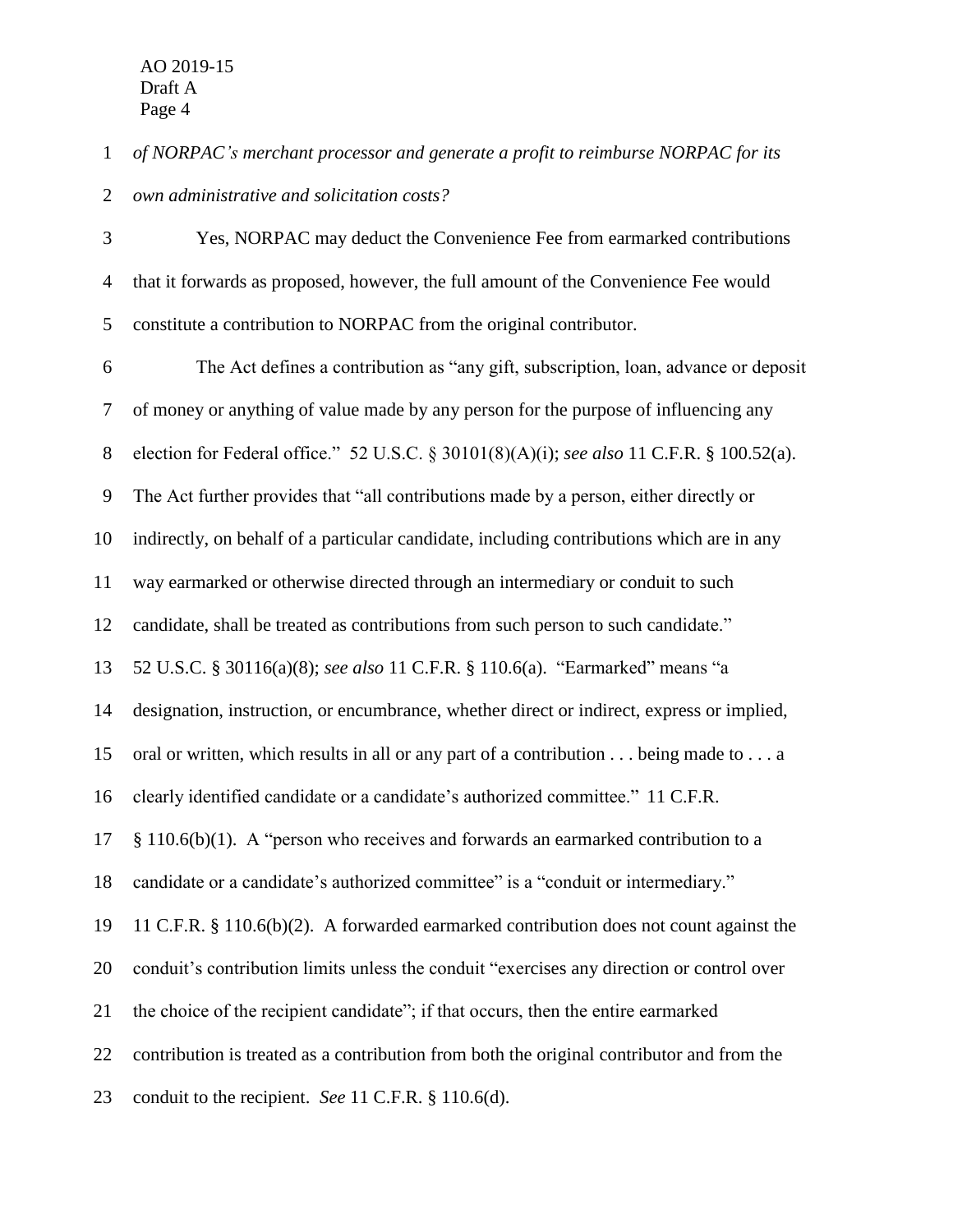*of NORPAC's merchant processor and generate a profit to reimburse NORPAC for its own administrative and solicitation costs?*

Yes, NORPAC may deduct the Convenience Fee from earmarked contributions that it forwards as proposed, however, the full amount of the Convenience Fee would constitute a contribution to NORPAC from the original contributor.

The Act defines a contribution as "any gift, subscription, loan, advance or deposit of money or anything of value made by any person for the purpose of influencing any election for Federal office." 52 U.S.C. § 30101(8)(A)(i); *see also* 11 C.F.R. § 100.52(a). The Act further provides that "all contributions made by a person, either directly or indirectly, on behalf of a particular candidate, including contributions which are in any way earmarked or otherwise directed through an intermediary or conduit to such candidate, shall be treated as contributions from such person to such candidate." 52 U.S.C. § 30116(a)(8); *see also* 11 C.F.R. § 110.6(a). "Earmarked" means "a designation, instruction, or encumbrance, whether direct or indirect, express or implied, oral or written, which results in all or any part of a contribution . . . being made to . . . a clearly identified candidate or a candidate's authorized committee." 11 C.F.R. § 110.6(b)(1). A "person who receives and forwards an earmarked contribution to a candidate or a candidate's authorized committee" is a "conduit or intermediary." 11 C.F.R. § 110.6(b)(2). A forwarded earmarked contribution does not count against the conduit's contribution limits unless the conduit "exercises any direction or control over the choice of the recipient candidate"; if that occurs, then the entire earmarked contribution is treated as a contribution from both the original contributor and from the conduit to the recipient. *See* 11 C.F.R. § 110.6(d).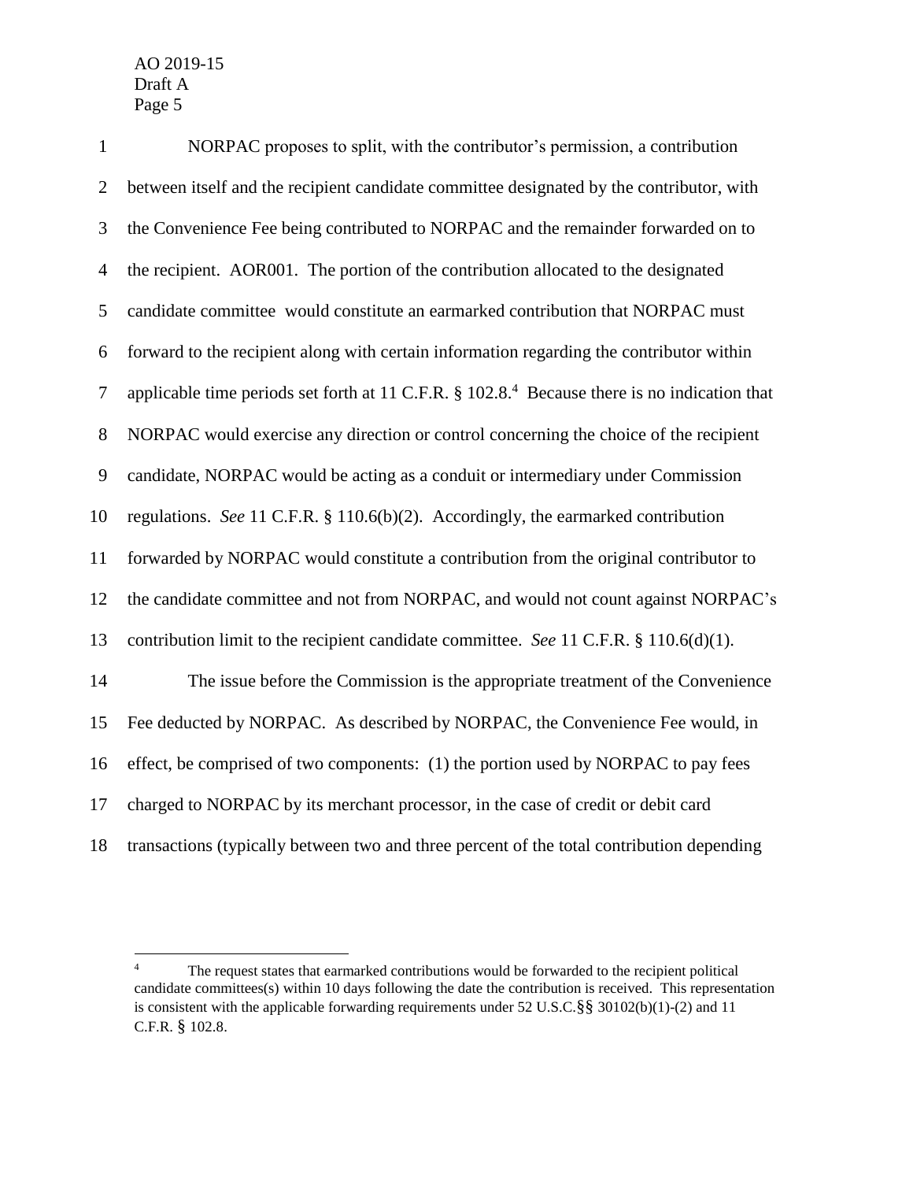NORPAC proposes to split, with the contributor's permission, a contribution between itself and the recipient candidate committee designated by the contributor, with the Convenience Fee being contributed to NORPAC and the remainder forwarded on to the recipient. AOR001. The portion of the contribution allocated to the designated candidate committee would constitute an earmarked contribution that NORPAC must forward to the recipient along with certain information regarding the contributor within applicable time periods set forth at 11 C.F.R. § 102.8.[4] Because there is no indication that NORPAC would exercise any direction or control concerning the choice of the recipient candidate, NORPAC would be acting as a conduit or intermediary under Commission regulations. *See* 11 C.F.R. § 110.6(b)(2). Accordingly, the earmarked contribution forwarded by NORPAC would constitute a contribution from the original contributor to the candidate committee and not from NORPAC, and would not count against NORPAC's contribution limit to the recipient candidate committee. *See* 11 C.F.R. § 110.6(d)(1).

The issue before the Commission is the appropriate treatment of the Convenience Fee deducted by NORPAC. As described by NORPAC, the Convenience Fee would, in effect, be comprised of two components: (1) the portion used by NORPAC to pay fees charged to NORPAC by its merchant processor, in the case of credit or debit card transactions (typically between two and three percent of the total contribution depending

---

[4] The request states that earmarked contributions would be forwarded to the recipient political candidate committees(s) within 10 days following the date the contribution is received. This representation is consistent with the applicable forwarding requirements under 52 U.S.C.§§ 30102(b)(1)-(2) and 11 C.F.R. § 102.8.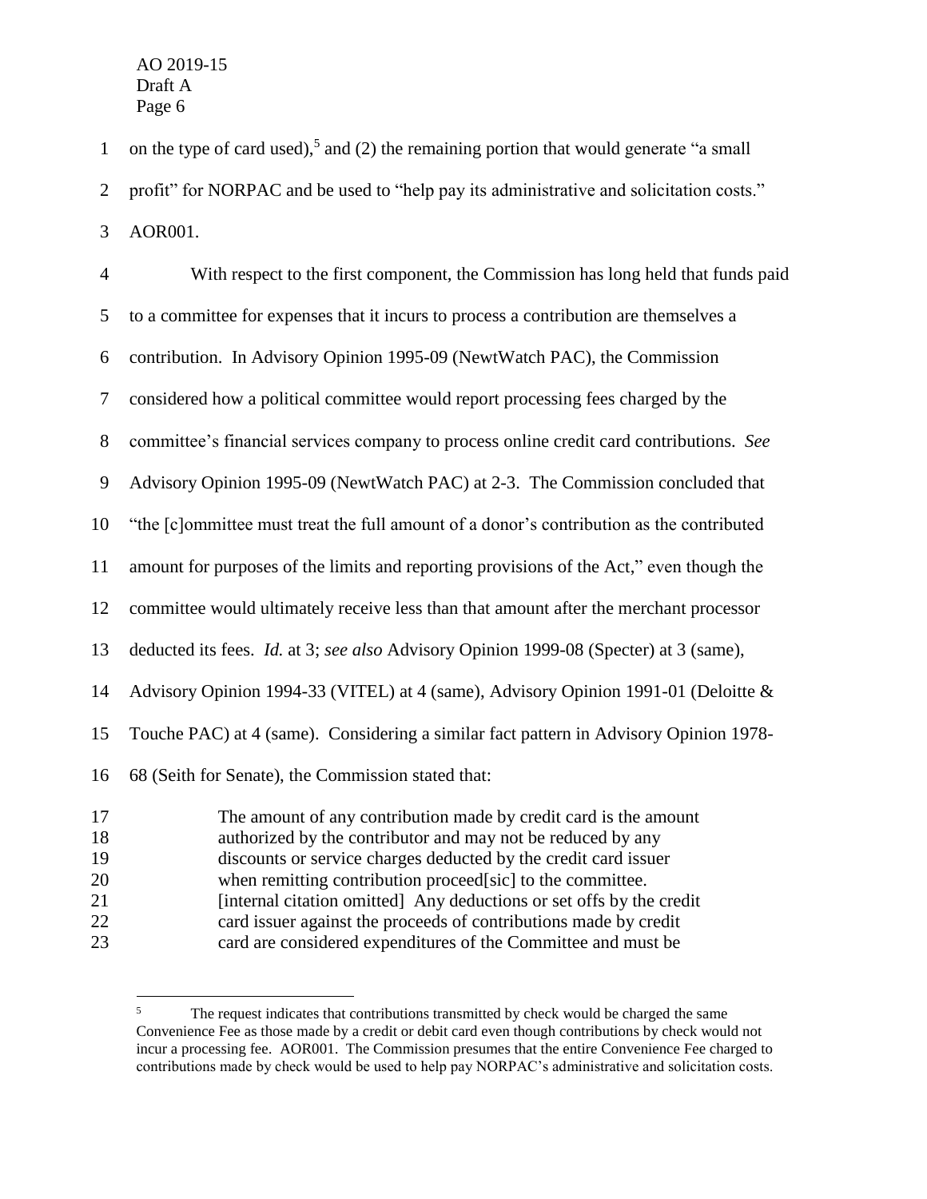on the type of card used),[5] and (2) the remaining portion that would generate "a small profit" for NORPAC and be used to "help pay its administrative and solicitation costs." AOR001.

With respect to the first component, the Commission has long held that funds paid to a committee for expenses that it incurs to process a contribution are themselves a contribution. In Advisory Opinion 1995-09 (NewtWatch PAC), the Commission considered how a political committee would report processing fees charged by the committee's financial services company to process online credit card contributions. *See* Advisory Opinion 1995-09 (NewtWatch PAC) at 2-3. The Commission concluded that "the [c]ommittee must treat the full amount of a donor's contribution as the contributed amount for purposes of the limits and reporting provisions of the Act," even though the committee would ultimately receive less than that amount after the merchant processor deducted its fees. *Id.* at 3; *see also* Advisory Opinion 1999-08 (Specter) at 3 (same), Advisory Opinion 1994-33 (VITEL) at 4 (same), Advisory Opinion 1991-01 (Deloitte & Touche PAC) at 4 (same). Considering a similar fact pattern in Advisory Opinion 1978-68 (Seith for Senate), the Commission stated that:

> The amount of any contribution made by credit card is the amount authorized by the contributor and may not be reduced by any discounts or service charges deducted by the credit card issuer when remitting contribution proceed[sic] to the committee. [internal citation omitted] Any deductions or set offs by the credit card issuer against the proceeds of contributions made by credit card are considered expenditures of the Committee and must be

---

[5] The request indicates that contributions transmitted by check would be charged the same Convenience Fee as those made by a credit or debit card even though contributions by check would not incur a processing fee. AOR001. The Commission presumes that the entire Convenience Fee charged to contributions made by check would be used to help pay NORPAC's administrative and solicitation costs.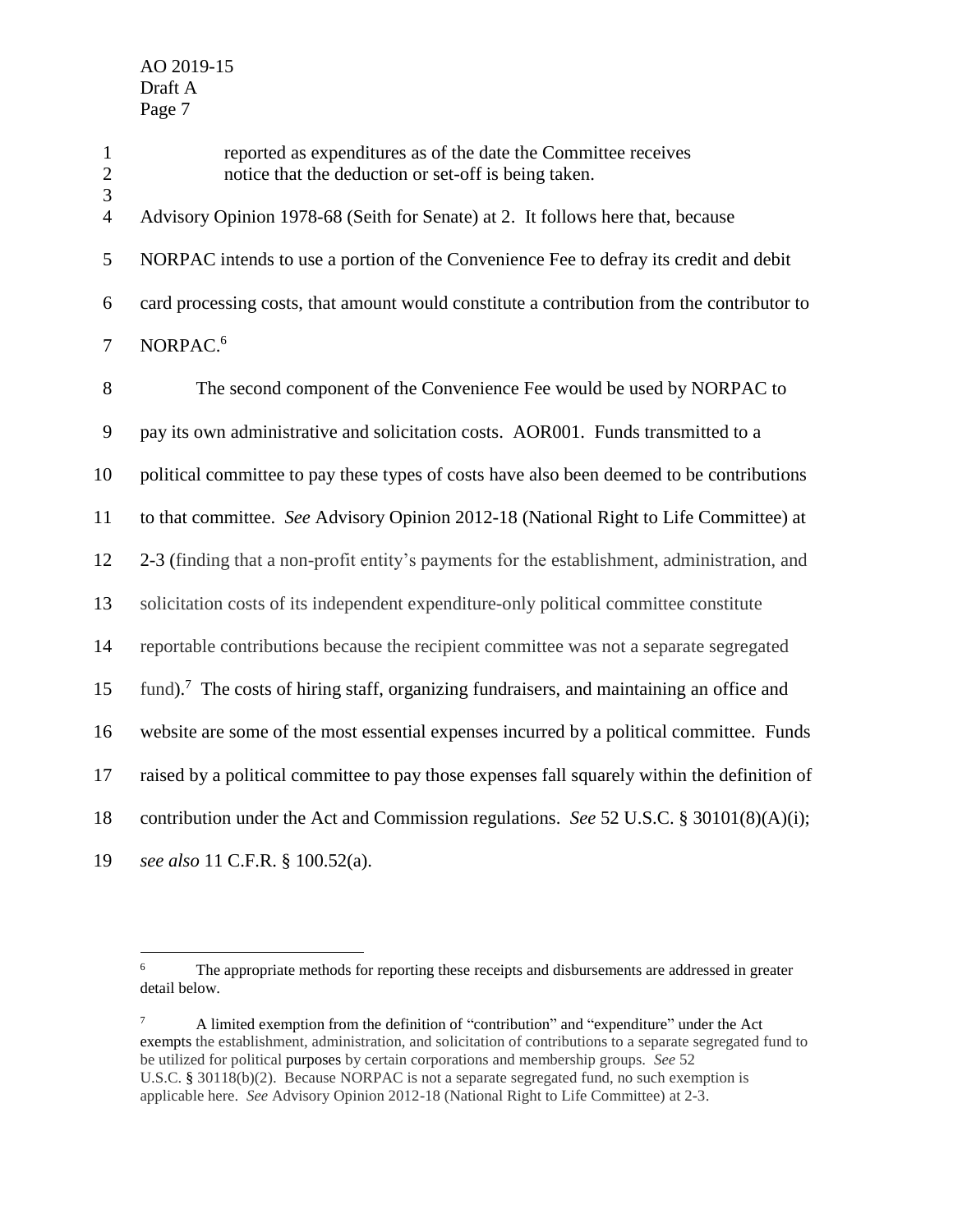reported as expenditures as of the date the Committee receives notice that the deduction or set-off is being taken.

Advisory Opinion 1978-68 (Seith for Senate) at 2. It follows here that, because NORPAC intends to use a portion of the Convenience Fee to defray its credit and debit card processing costs, that amount would constitute a contribution from the contributor to NORPAC.[6]

The second component of the Convenience Fee would be used by NORPAC to pay its own administrative and solicitation costs. AOR001. Funds transmitted to a political committee to pay these types of costs have also been deemed to be contributions to that committee. *See* Advisory Opinion 2012-18 (National Right to Life Committee) at 2-3 (finding that a non-profit entity's payments for the establishment, administration, and solicitation costs of its independent expenditure-only political committee constitute reportable contributions because the recipient committee was not a separate segregated fund).[7] The costs of hiring staff, organizing fundraisers, and maintaining an office and website are some of the most essential expenses incurred by a political committee. Funds raised by a political committee to pay those expenses fall squarely within the definition of contribution under the Act and Commission regulations. *See* 52 U.S.C. § 30101(8)(A)(i); *see also* 11 C.F.R. § 100.52(a).

---

[6] The appropriate methods for reporting these receipts and disbursements are addressed in greater detail below.

[7] A limited exemption from the definition of "contribution" and "expenditure" under the Act exempts the establishment, administration, and solicitation of contributions to a separate segregated fund to be utilized for political purposes by certain corporations and membership groups. *See* 52 U.S.C. § 30118(b)(2). Because NORPAC is not a separate segregated fund, no such exemption is applicable here. *See* Advisory Opinion 2012-18 (National Right to Life Committee) at 2-3.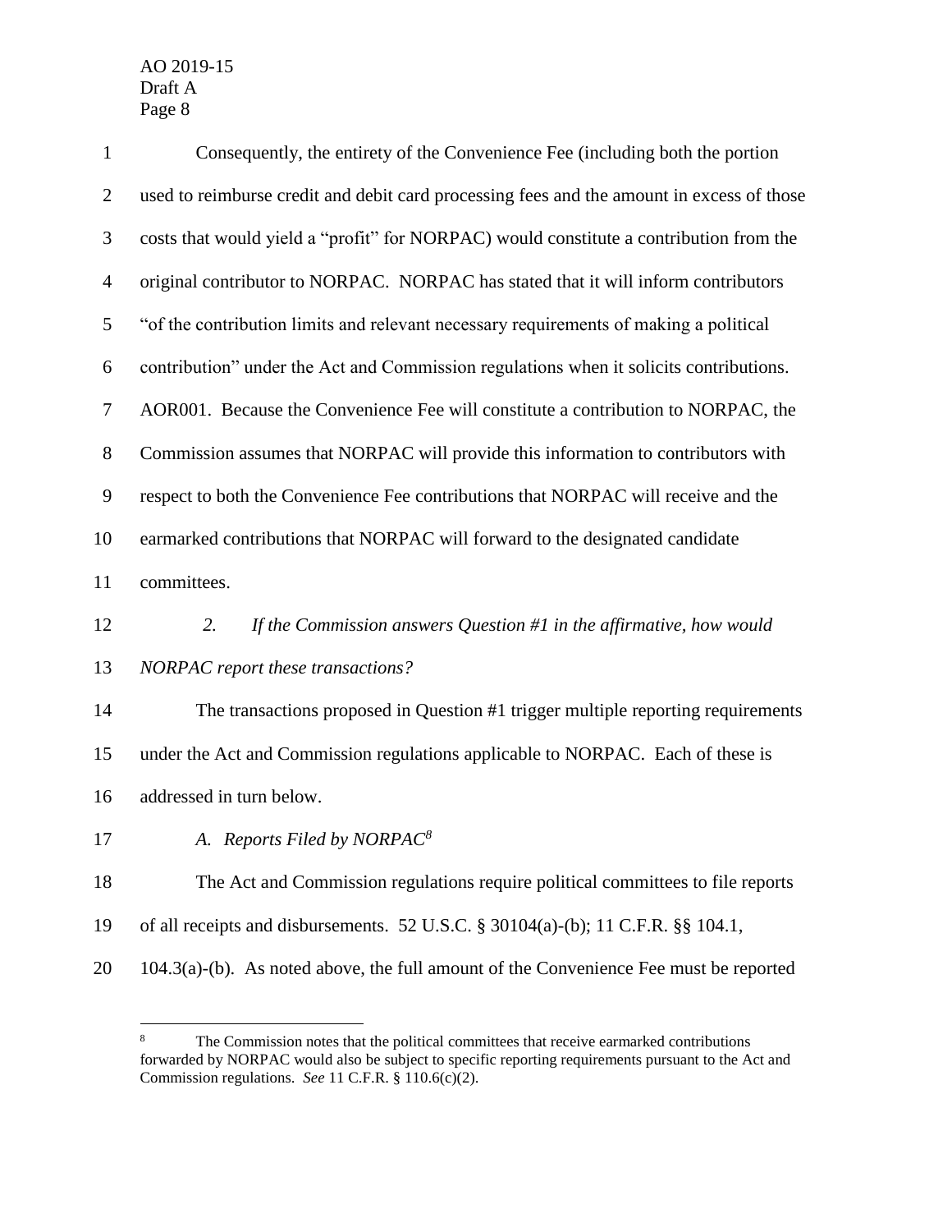Consequently, the entirety of the Convenience Fee (including both the portion used to reimburse credit and debit card processing fees and the amount in excess of those costs that would yield a "profit" for NORPAC) would constitute a contribution from the original contributor to NORPAC. NORPAC has stated that it will inform contributors "of the contribution limits and relevant necessary requirements of making a political contribution" under the Act and Commission regulations when it solicits contributions. AOR001. Because the Convenience Fee will constitute a contribution to NORPAC, the Commission assumes that NORPAC will provide this information to contributors with respect to both the Convenience Fee contributions that NORPAC will receive and the earmarked contributions that NORPAC will forward to the designated candidate committees.

*2. If the Commission answers Question #1 in the affirmative, how would NORPAC report these transactions?*

The transactions proposed in Question #1 trigger multiple reporting requirements under the Act and Commission regulations applicable to NORPAC. Each of these is addressed in turn below.

*A. Reports Filed by NORPAC*[8]

The Act and Commission regulations require political committees to file reports of all receipts and disbursements. 52 U.S.C. § 30104(a)-(b); 11 C.F.R. §§ 104.1, 104.3(a)-(b). As noted above, the full amount of the Convenience Fee must be reported

[8] The Commission notes that the political committees that receive earmarked contributions forwarded by NORPAC would also be subject to specific reporting requirements pursuant to the Act and Commission regulations. *See* 11 C.F.R. § 110.6(c)(2).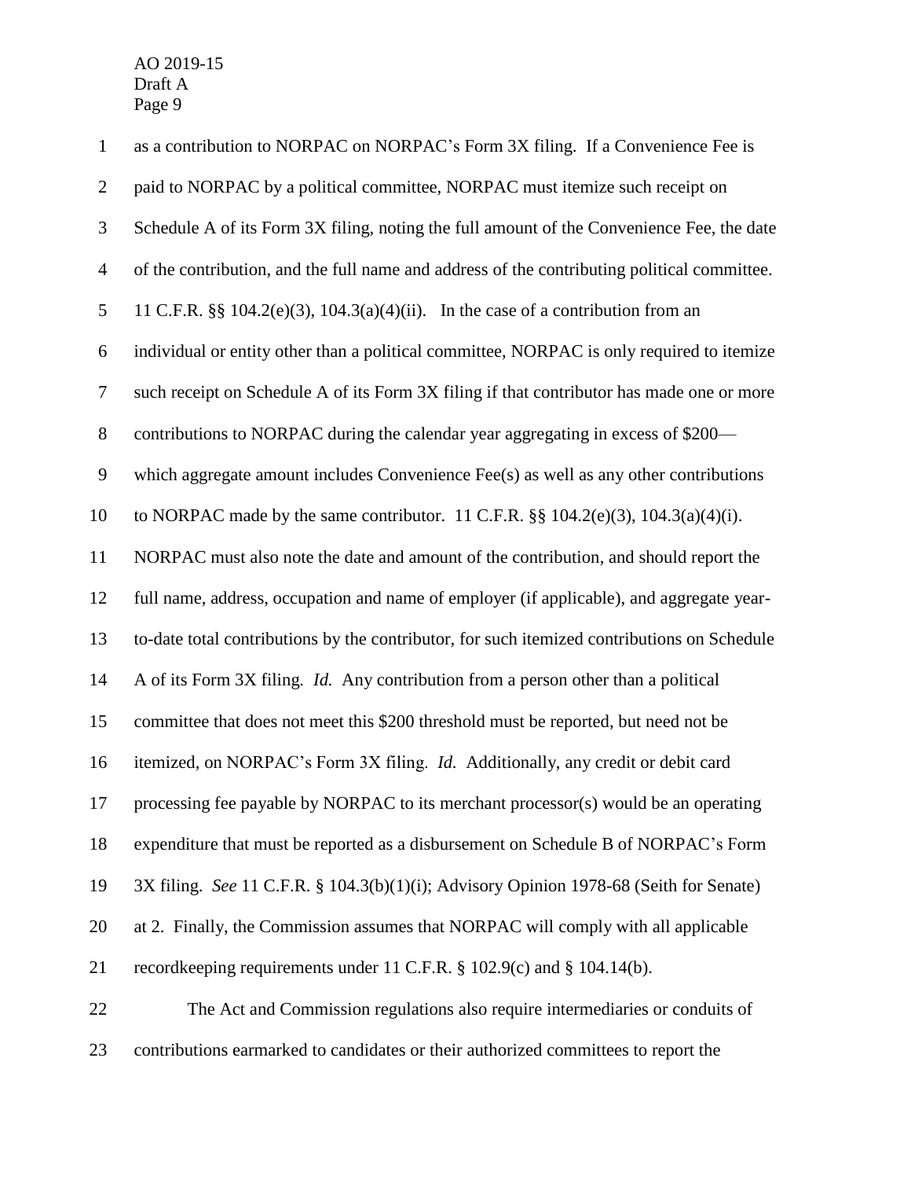as a contribution to NORPAC on NORPAC's Form 3X filing. If a Convenience Fee is paid to NORPAC by a political committee, NORPAC must itemize such receipt on Schedule A of its Form 3X filing, noting the full amount of the Convenience Fee, the date of the contribution, and the full name and address of the contributing political committee. 11 C.F.R. §§ 104.2(e)(3), 104.3(a)(4)(ii). In the case of a contribution from an individual or entity other than a political committee, NORPAC is only required to itemize such receipt on Schedule A of its Form 3X filing if that contributor has made one or more contributions to NORPAC during the calendar year aggregating in excess of $200—which aggregate amount includes Convenience Fee(s) as well as any other contributions to NORPAC made by the same contributor. 11 C.F.R. §§ 104.2(e)(3), 104.3(a)(4)(i). NORPAC must also note the date and amount of the contribution, and should report the full name, address, occupation and name of employer (if applicable), and aggregate year-to-date total contributions by the contributor, for such itemized contributions on Schedule A of its Form 3X filing. *Id.* Any contribution from a person other than a political committee that does not meet this $200 threshold must be reported, but need not be itemized, on NORPAC's Form 3X filing. *Id.* Additionally, any credit or debit card processing fee payable by NORPAC to its merchant processor(s) would be an operating expenditure that must be reported as a disbursement on Schedule B of NORPAC's Form 3X filing. *See* 11 C.F.R. § 104.3(b)(1)(i); Advisory Opinion 1978-68 (Seith for Senate) at 2. Finally, the Commission assumes that NORPAC will comply with all applicable recordkeeping requirements under 11 C.F.R. § 102.9(c) and § 104.14(b).

The Act and Commission regulations also require intermediaries or conduits of contributions earmarked to candidates or their authorized committees to report the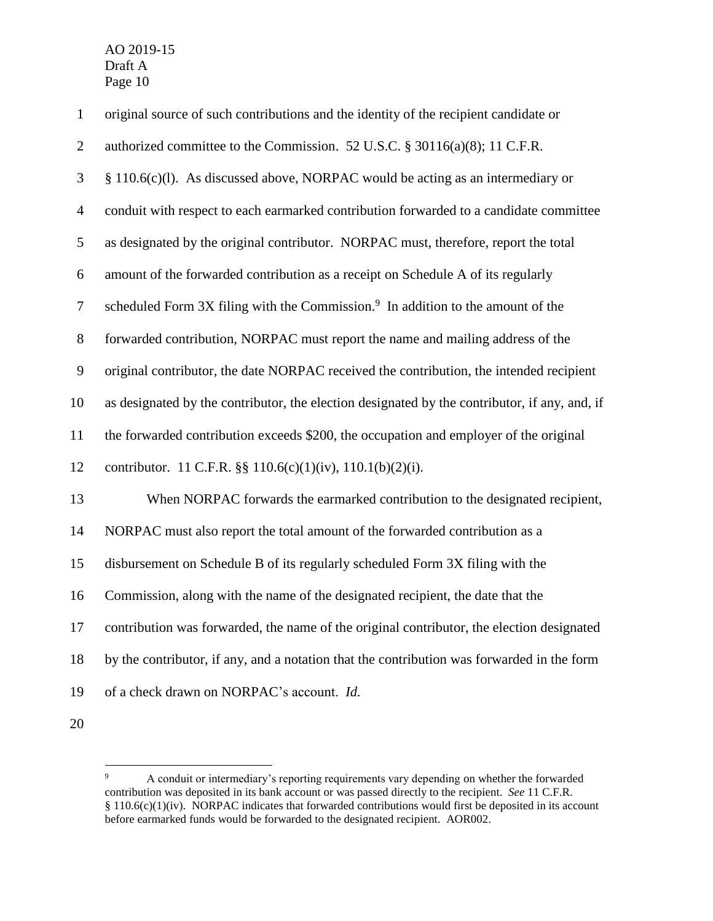original source of such contributions and the identity of the recipient candidate or authorized committee to the Commission. 52 U.S.C. § 30116(a)(8); 11 C.F.R. § 110.6(c)(l). As discussed above, NORPAC would be acting as an intermediary or conduit with respect to each earmarked contribution forwarded to a candidate committee as designated by the original contributor. NORPAC must, therefore, report the total amount of the forwarded contribution as a receipt on Schedule A of its regularly scheduled Form 3X filing with the Commission.[9] In addition to the amount of the forwarded contribution, NORPAC must report the name and mailing address of the original contributor, the date NORPAC received the contribution, the intended recipient as designated by the contributor, the election designated by the contributor, if any, and, if the forwarded contribution exceeds $200, the occupation and employer of the original contributor. 11 C.F.R. §§ 110.6(c)(1)(iv), 110.1(b)(2)(i).

When NORPAC forwards the earmarked contribution to the designated recipient, NORPAC must also report the total amount of the forwarded contribution as a disbursement on Schedule B of its regularly scheduled Form 3X filing with the Commission, along with the name of the designated recipient, the date that the contribution was forwarded, the name of the original contributor, the election designated by the contributor, if any, and a notation that the contribution was forwarded in the form of a check drawn on NORPAC's account. *Id.*

---

[9] A conduit or intermediary's reporting requirements vary depending on whether the forwarded contribution was deposited in its bank account or was passed directly to the recipient. *See* 11 C.F.R. § 110.6(c)(1)(iv). NORPAC indicates that forwarded contributions would first be deposited in its account before earmarked funds would be forwarded to the designated recipient. AOR002.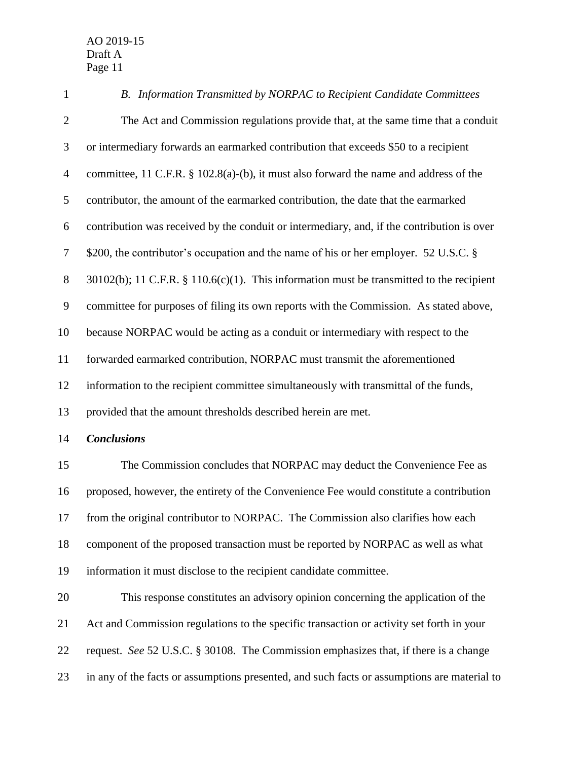*B. Information Transmitted by NORPAC to Recipient Candidate Committees*

The Act and Commission regulations provide that, at the same time that a conduit or intermediary forwards an earmarked contribution that exceeds $50 to a recipient committee, 11 C.F.R. § 102.8(a)-(b), it must also forward the name and address of the contributor, the amount of the earmarked contribution, the date that the earmarked contribution was received by the conduit or intermediary, and, if the contribution is over $200, the contributor's occupation and the name of his or her employer. 52 U.S.C. § 30102(b); 11 C.F.R. § 110.6(c)(1). This information must be transmitted to the recipient committee for purposes of filing its own reports with the Commission. As stated above, because NORPAC would be acting as a conduit or intermediary with respect to the forwarded earmarked contribution, NORPAC must transmit the aforementioned information to the recipient committee simultaneously with transmittal of the funds, provided that the amount thresholds described herein are met.

***Conclusions***

The Commission concludes that NORPAC may deduct the Convenience Fee as proposed, however, the entirety of the Convenience Fee would constitute a contribution from the original contributor to NORPAC. The Commission also clarifies how each component of the proposed transaction must be reported by NORPAC as well as what information it must disclose to the recipient candidate committee.

This response constitutes an advisory opinion concerning the application of the Act and Commission regulations to the specific transaction or activity set forth in your request. *See* 52 U.S.C. § 30108. The Commission emphasizes that, if there is a change in any of the facts or assumptions presented, and such facts or assumptions are material to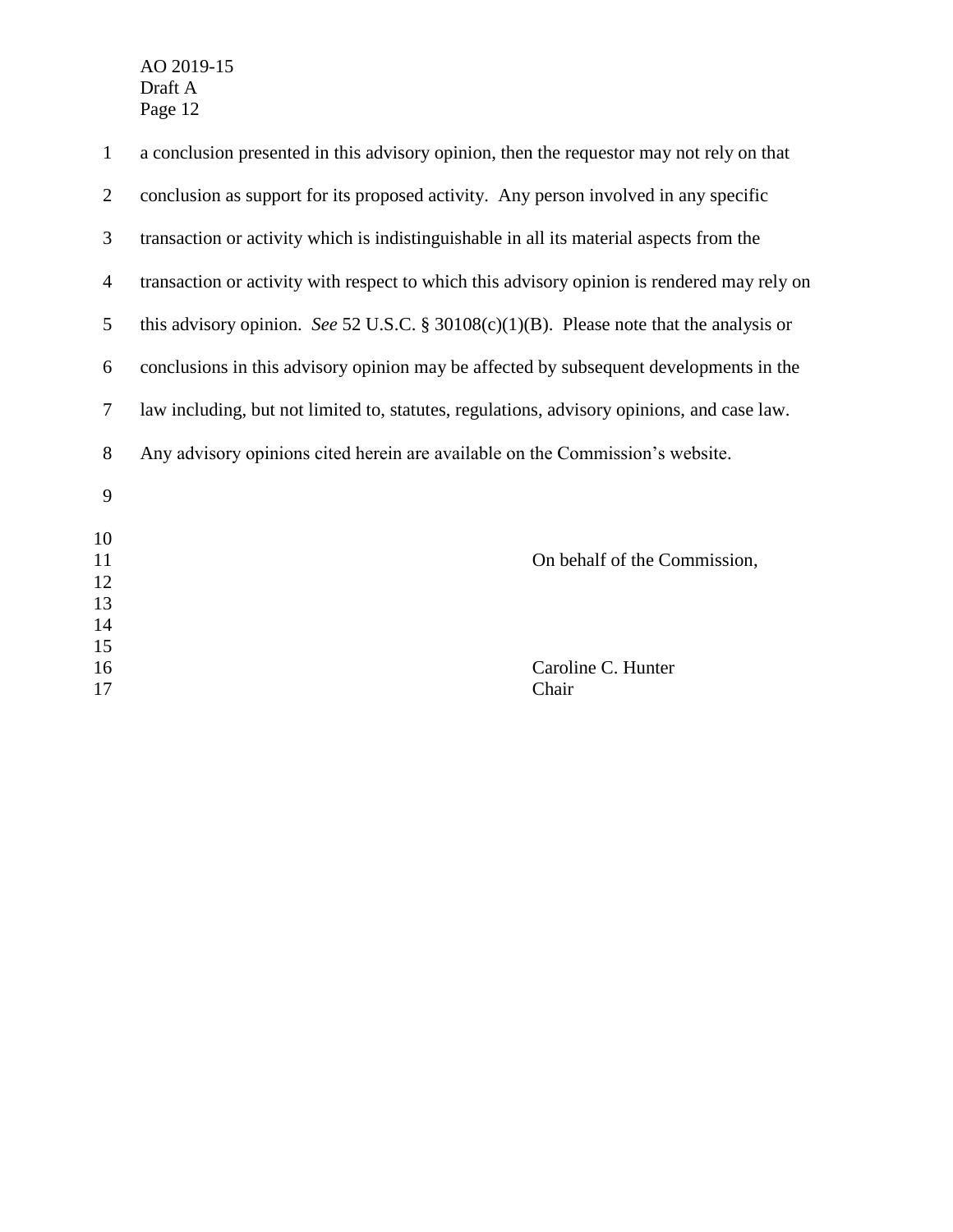a conclusion presented in this advisory opinion, then the requestor may not rely on that conclusion as support for its proposed activity. Any person involved in any specific transaction or activity which is indistinguishable in all its material aspects from the transaction or activity with respect to which this advisory opinion is rendered may rely on this advisory opinion. *See* 52 U.S.C. § 30108(c)(1)(B). Please note that the analysis or conclusions in this advisory opinion may be affected by subsequent developments in the law including, but not limited to, statutes, regulations, advisory opinions, and case law. Any advisory opinions cited herein are available on the Commission's website.

On behalf of the Commission,

Caroline C. Hunter
Chair